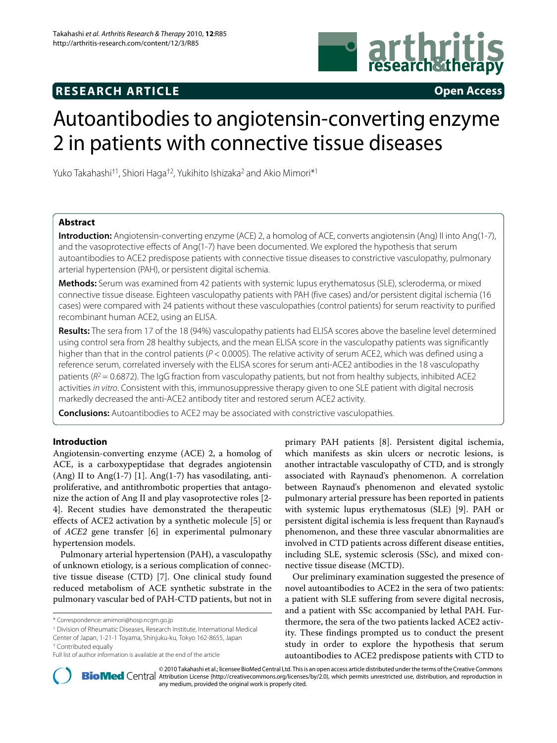**RESEARCH ARTICLE** **Open Access**

# Autoantibodies to angiotensin-converting enzyme 2 in patients with connective tissue diseases

Yuko Takahashi[†1], Shiori Haga[†2], Yukihito Ishizaka[2] and Akio Mimori*[1]

## Abstract

**Introduction:** Angiotensin-converting enzyme (ACE) 2, a homolog of ACE, converts angiotensin (Ang) II into Ang(1-7), and the vasoprotective effects of Ang(1-7) have been documented. We explored the hypothesis that serum autoantibodies to ACE2 predispose patients with connective tissue diseases to constrictive vasculopathy, pulmonary arterial hypertension (PAH), or persistent digital ischemia.

**Methods:** Serum was examined from 42 patients with systemic lupus erythematosus (SLE), scleroderma, or mixed connective tissue disease. Eighteen vasculopathy patients with PAH (five cases) and/or persistent digital ischemia (16 cases) were compared with 24 patients without these vasculopathies (control patients) for serum reactivity to purified recombinant human ACE2, using an ELISA.

**Results:** The sera from 17 of the 18 (94%) vasculopathy patients had ELISA scores above the baseline level determined using control sera from 28 healthy subjects, and the mean ELISA score in the vasculopathy patients was significantly higher than that in the control patients ($P < 0.0005$). The relative activity of serum ACE2, which was defined using a reference serum, correlated inversely with the ELISA scores for serum anti-ACE2 antibodies in the 18 vasculopathy patients ($R^2 = 0.6872$). The IgG fraction from vasculopathy patients, but not from healthy subjects, inhibited ACE2 activities *in vitro*. Consistent with this, immunosuppressive therapy given to one SLE patient with digital necrosis markedly decreased the anti-ACE2 antibody titer and restored serum ACE2 activity.

**Conclusions:** Autoantibodies to ACE2 may be associated with constrictive vasculopathies.

## Introduction

Angiotensin-converting enzyme (ACE) 2, a homolog of ACE, is a carboxypeptidase that degrades angiotensin (Ang) II to Ang(1-7) [1]. Ang(1-7) has vasodilating, antiproliferative, and antithrombotic properties that antagonize the action of Ang II and play vasoprotective roles [2-4]. Recent studies have demonstrated the therapeutic effects of ACE2 activation by a synthetic molecule [5] or of *ACE2* gene transfer [6] in experimental pulmonary hypertension models.

Pulmonary arterial hypertension (PAH), a vasculopathy of unknown etiology, is a serious complication of connective tissue disease (CTD) [7]. One clinical study found reduced metabolism of ACE synthetic substrate in the pulmonary vascular bed of PAH-CTD patients, but not in primary PAH patients [8]. Persistent digital ischemia, which manifests as skin ulcers or necrotic lesions, is another intractable vasculopathy of CTD, and is strongly associated with Raynaud's phenomenon. A correlation between Raynaud's phenomenon and elevated systolic pulmonary arterial pressure has been reported in patients with systemic lupus erythematosus (SLE) [9]. PAH or persistent digital ischemia is less frequent than Raynaud's phenomenon, and these three vascular abnormalities are involved in CTD patients across different disease entities, including SLE, systemic sclerosis (SSc), and mixed connective tissue disease (MCTD).

Our preliminary examination suggested the presence of novel autoantibodies to ACE2 in the sera of two patients: a patient with SLE suffering from severe digital necrosis, and a patient with SSc accompanied by lethal PAH. Furthermore, the sera of the two patients lacked ACE2 activity. These findings prompted us to conduct the present study in order to explore the hypothesis that serum autoantibodies to ACE2 predispose patients with CTD to

---

\* Correspondence: amimori@hosp.ncgm.go.jp

[1] Division of Rheumatic Diseases, Research Institute, International Medical Center of Japan, 1-21-1 Toyama, Shinjuku-ku, Tokyo 162-8655, Japan

† Contributed equally

Full list of author information is available at the end of the article

© 2010 Takahashi et al.; licensee BioMed Central Ltd. This is an open access article distributed under the terms of the Creative Commons Attribution License (http://creativecommons.org/licenses/by/2.0), which permits unrestricted use, distribution, and reproduction in any medium, provided the original work is properly cited.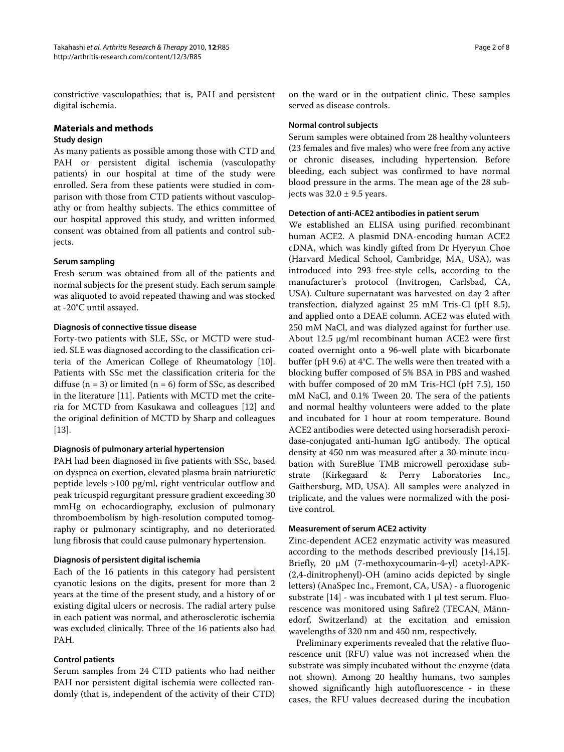constrictive vasculopathies; that is, PAH and persistent digital ischemia.

## Materials and methods

### Study design

As many patients as possible among those with CTD and PAH or persistent digital ischemia (vasculopathy patients) in our hospital at time of the study were enrolled. Sera from these patients were studied in comparison with those from CTD patients without vasculopathy or from healthy subjects. The ethics committee of our hospital approved this study, and written informed consent was obtained from all patients and control subjects.

### Serum sampling

Fresh serum was obtained from all of the patients and normal subjects for the present study. Each serum sample was aliquoted to avoid repeated thawing and was stocked at -20°C until assayed.

### Diagnosis of connective tissue disease

Forty-two patients with SLE, SSc, or MCTD were studied. SLE was diagnosed according to the classification criteria of the American College of Rheumatology [10]. Patients with SSc met the classification criteria for the diffuse (n = 3) or limited (n = 6) form of SSc, as described in the literature [11]. Patients with MCTD met the criteria for MCTD from Kasukawa and colleagues [12] and the original definition of MCTD by Sharp and colleagues [13].

### Diagnosis of pulmonary arterial hypertension

PAH had been diagnosed in five patients with SSc, based on dyspnea on exertion, elevated plasma brain natriuretic peptide levels >100 pg/ml, right ventricular outflow and peak tricuspid regurgitant pressure gradient exceeding 30 mmHg on echocardiography, exclusion of pulmonary thromboembolism by high-resolution computed tomography or pulmonary scintigraphy, and no deteriorated lung fibrosis that could cause pulmonary hypertension.

### Diagnosis of persistent digital ischemia

Each of the 16 patients in this category had persistent cyanotic lesions on the digits, present for more than 2 years at the time of the present study, and a history of or existing digital ulcers or necrosis. The radial artery pulse in each patient was normal, and atherosclerotic ischemia was excluded clinically. Three of the 16 patients also had PAH.

### Control patients

Serum samples from 24 CTD patients who had neither PAH nor persistent digital ischemia were collected randomly (that is, independent of the activity of their CTD) on the ward or in the outpatient clinic. These samples served as disease controls.

### Normal control subjects

Serum samples were obtained from 28 healthy volunteers (23 females and five males) who were free from any active or chronic diseases, including hypertension. Before bleeding, each subject was confirmed to have normal blood pressure in the arms. The mean age of the 28 subjects was 32.0 ± 9.5 years.

### Detection of anti-ACE2 antibodies in patient serum

We established an ELISA using purified recombinant human ACE2. A plasmid DNA-encoding human ACE2 cDNA, which was kindly gifted from Dr Hyeryun Choe (Harvard Medical School, Cambridge, MA, USA), was introduced into 293 free-style cells, according to the manufacturer's protocol (Invitrogen, Carlsbad, CA, USA). Culture supernatant was harvested on day 2 after transfection, dialyzed against 25 mM Tris-Cl (pH 8.5), and applied onto a DEAE column. ACE2 was eluted with 250 mM NaCl, and was dialyzed against for further use. About 12.5 μg/ml recombinant human ACE2 were first coated overnight onto a 96-well plate with bicarbonate buffer (pH 9.6) at 4°C. The wells were then treated with a blocking buffer composed of 5% BSA in PBS and washed with buffer composed of 20 mM Tris-HCl (pH 7.5), 150 mM NaCl, and 0.1% Tween 20. The sera of the patients and normal healthy volunteers were added to the plate and incubated for 1 hour at room temperature. Bound ACE2 antibodies were detected using horseradish peroxidase-conjugated anti-human IgG antibody. The optical density at 450 nm was measured after a 30-minute incubation with SureBlue TMB microwell peroxidase substrate (Kirkegaard & Perry Laboratories Inc., Gaithersburg, MD, USA). All samples were analyzed in triplicate, and the values were normalized with the positive control.

### Measurement of serum ACE2 activity

Zinc-dependent ACE2 enzymatic activity was measured according to the methods described previously [14,15]. Briefly, 20 μM (7-methoxycoumarin-4-yl) acetyl-APK-(2,4-dinitrophenyl)-OH (amino acids depicted by single letters) (AnaSpec Inc., Fremont, CA, USA) - a fluorogenic substrate [14] - was incubated with 1 μl test serum. Fluorescence was monitored using Safire2 (TECAN, Männedorf, Switzerland) at the excitation and emission wavelengths of 320 nm and 450 nm, respectively.

Preliminary experiments revealed that the relative fluorescence unit (RFU) value was not increased when the substrate was simply incubated without the enzyme (data not shown). Among 20 healthy humans, two samples showed significantly high autofluorescence - in these cases, the RFU values decreased during the incubation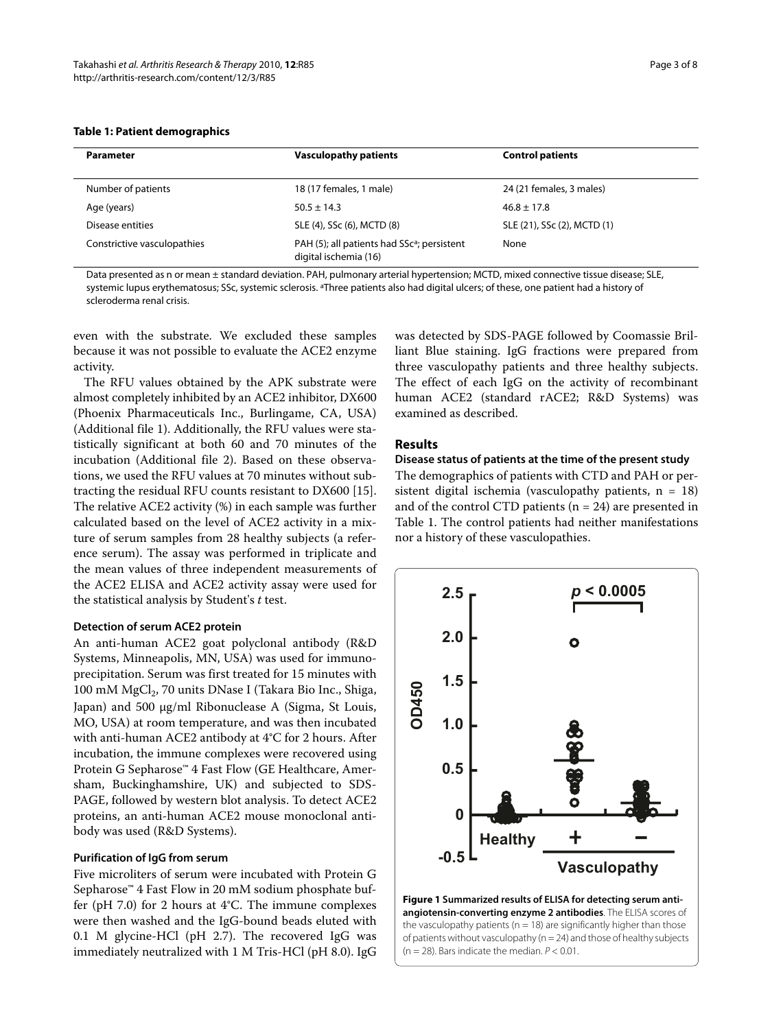**Table 1: Patient demographics**

| Parameter | Vasculopathy patients | Control patients |
|---|---|---|
| Number of patients | 18 (17 females, 1 male) | 24 (21 females, 3 males) |
| Age (years) | 50.5 ± 14.3 | 46.8 ± 17.8 |
| Disease entities | SLE (4), SSc (6), MCTD (8) | SLE (21), SSc (2), MCTD (1) |
| Constrictive vasculopathies | PAH (5); all patients had SSc[a]; persistent digital ischemia (16) | None |

Data presented as n or mean ± standard deviation. PAH, pulmonary arterial hypertension; MCTD, mixed connective tissue disease; SLE, systemic lupus erythematosus; SSc, systemic sclerosis. [a]Three patients also had digital ulcers; of these, one patient had a history of scleroderma renal crisis.

even with the substrate. We excluded these samples because it was not possible to evaluate the ACE2 enzyme activity.

The RFU values obtained by the APK substrate were almost completely inhibited by an ACE2 inhibitor, DX600 (Phoenix Pharmaceuticals Inc., Burlingame, CA, USA) (Additional file 1). Additionally, the RFU values were statistically significant at both 60 and 70 minutes of the incubation (Additional file 2). Based on these observations, we used the RFU values at 70 minutes without subtracting the residual RFU counts resistant to DX600 [15]. The relative ACE2 activity (%) in each sample was further calculated based on the level of ACE2 activity in a mixture of serum samples from 28 healthy subjects (a reference serum). The assay was performed in triplicate and the mean values of three independent measurements of the ACE2 ELISA and ACE2 activity assay were used for the statistical analysis by Student's *t* test.

#### Detection of serum ACE2 protein

An anti-human ACE2 goat polyclonal antibody (R&D Systems, Minneapolis, MN, USA) was used for immunoprecipitation. Serum was first treated for 15 minutes with 100 mM $MgCl_2$, 70 units DNase I (Takara Bio Inc., Shiga, Japan) and 500 μg/ml Ribonuclease A (Sigma, St Louis, MO, USA) at room temperature, and was then incubated with anti-human ACE2 antibody at 4°C for 2 hours. After incubation, the immune complexes were recovered using Protein G Sepharose™ 4 Fast Flow (GE Healthcare, Amersham, Buckinghamshire, UK) and subjected to SDS-PAGE, followed by western blot analysis. To detect ACE2 proteins, an anti-human ACE2 mouse monoclonal antibody was used (R&D Systems).

#### Purification of IgG from serum

Five microliters of serum were incubated with Protein G Sepharose™ 4 Fast Flow in 20 mM sodium phosphate buffer (pH 7.0) for 2 hours at 4°C. The immune complexes were then washed and the IgG-bound beads eluted with 0.1 M glycine-HCl (pH 2.7). The recovered IgG was immediately neutralized with 1 M Tris-HCl (pH 8.0). IgG was detected by SDS-PAGE followed by Coomassie Brilliant Blue staining. IgG fractions were prepared from three vasculopathy patients and three healthy subjects. The effect of each IgG on the activity of recombinant human ACE2 (standard rACE2; R&D Systems) was examined as described.

## Results

#### Disease status of patients at the time of the present study

The demographics of patients with CTD and PAH or persistent digital ischemia (vasculopathy patients, n = 18) and of the control CTD patients (n = 24) are presented in Table 1. The control patients had neither manifestations nor a history of these vasculopathies.

**Figure 1 Summarized results of ELISA for detecting serum anti-angiotensin-converting enzyme 2 antibodies**. The ELISA scores of the vasculopathy patients (n = 18) are significantly higher than those of patients without vasculopathy (n = 24) and those of healthy subjects (n = 28). Bars indicate the median. $P < 0.01$.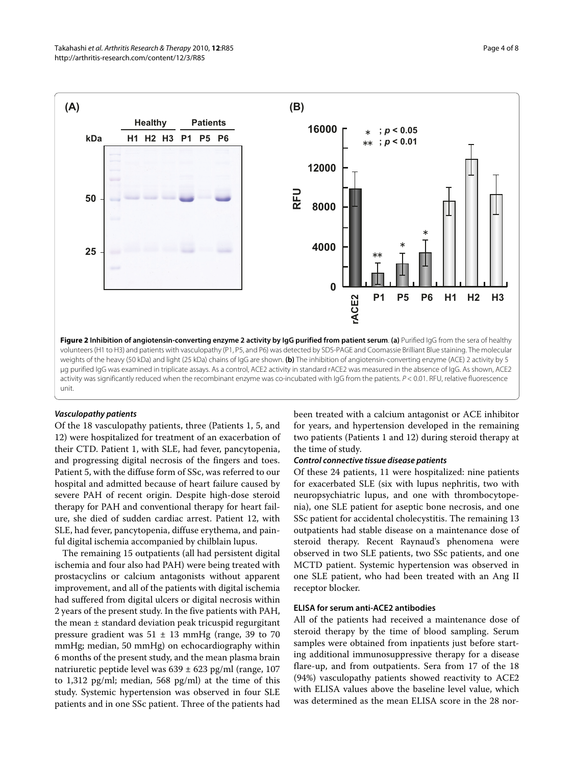**Figure 2 Inhibition of angiotensin-converting enzyme 2 activity by IgG purified from patient serum**. **(a)** Purified IgG from the sera of healthy volunteers (H1 to H3) and patients with vasculopathy (P1, P5, and P6) was detected by SDS-PAGE and Coomassie Brilliant Blue staining. The molecular weights of the heavy (50 kDa) and light (25 kDa) chains of IgG are shown. **(b)** The inhibition of angiotensin-converting enzyme (ACE) 2 activity by 5 μg purified IgG was examined in triplicate assays. As a control, ACE2 activity in standard rACE2 was measured in the absence of IgG. As shown, ACE2 activity was significantly reduced when the recombinant enzyme was co-incubated with IgG from the patients. $P < 0.01$. RFU, relative fluorescence unit.

### *Vasculopathy patients*

Of the 18 vasculopathy patients, three (Patients 1, 5, and 12) were hospitalized for treatment of an exacerbation of their CTD. Patient 1, with SLE, had fever, pancytopenia, and progressing digital necrosis of the fingers and toes. Patient 5, with the diffuse form of SSc, was referred to our hospital and admitted because of heart failure caused by severe PAH of recent origin. Despite high-dose steroid therapy for PAH and conventional therapy for heart failure, she died of sudden cardiac arrest. Patient 12, with SLE, had fever, pancytopenia, diffuse erythema, and painful digital ischemia accompanied by chilblain lupus.

The remaining 15 outpatients (all had persistent digital ischemia and four also had PAH) were being treated with prostacyclins or calcium antagonists without apparent improvement, and all of the patients with digital ischemia had suffered from digital ulcers or digital necrosis within 2 years of the present study. In the five patients with PAH, the mean ± standard deviation peak tricuspid regurgitant pressure gradient was 51 ± 13 mmHg (range, 39 to 70 mmHg; median, 50 mmHg) on echocardiography within 6 months of the present study, and the mean plasma brain natriuretic peptide level was 639 ± 623 pg/ml (range, 107 to 1,312 pg/ml; median, 568 pg/ml) at the time of this study. Systemic hypertension was observed in four SLE patients and in one SSc patient. Three of the patients had been treated with a calcium antagonist or ACE inhibitor for years, and hypertension developed in the remaining two patients (Patients 1 and 12) during steroid therapy at the time of study.

### *Control connective tissue disease patients*

Of these 24 patients, 11 were hospitalized: nine patients for exacerbated SLE (six with lupus nephritis, two with neuropsychiatric lupus, and one with thrombocytopenia), one SLE patient for aseptic bone necrosis, and one SSc patient for accidental cholecystitis. The remaining 13 outpatients had stable disease on a maintenance dose of steroid therapy. Recent Raynaud's phenomena were observed in two SLE patients, two SSc patients, and one MCTD patient. Systemic hypertension was observed in one SLE patient, who had been treated with an Ang II receptor blocker.

### ELISA for serum anti-ACE2 antibodies

All of the patients had received a maintenance dose of steroid therapy by the time of blood sampling. Serum samples were obtained from inpatients just before starting additional immunosuppressive therapy for a disease flare-up, and from outpatients. Sera from 17 of the 18 (94%) vasculopathy patients showed reactivity to ACE2 with ELISA values above the baseline level value, which was determined as the mean ELISA score in the 28 nor-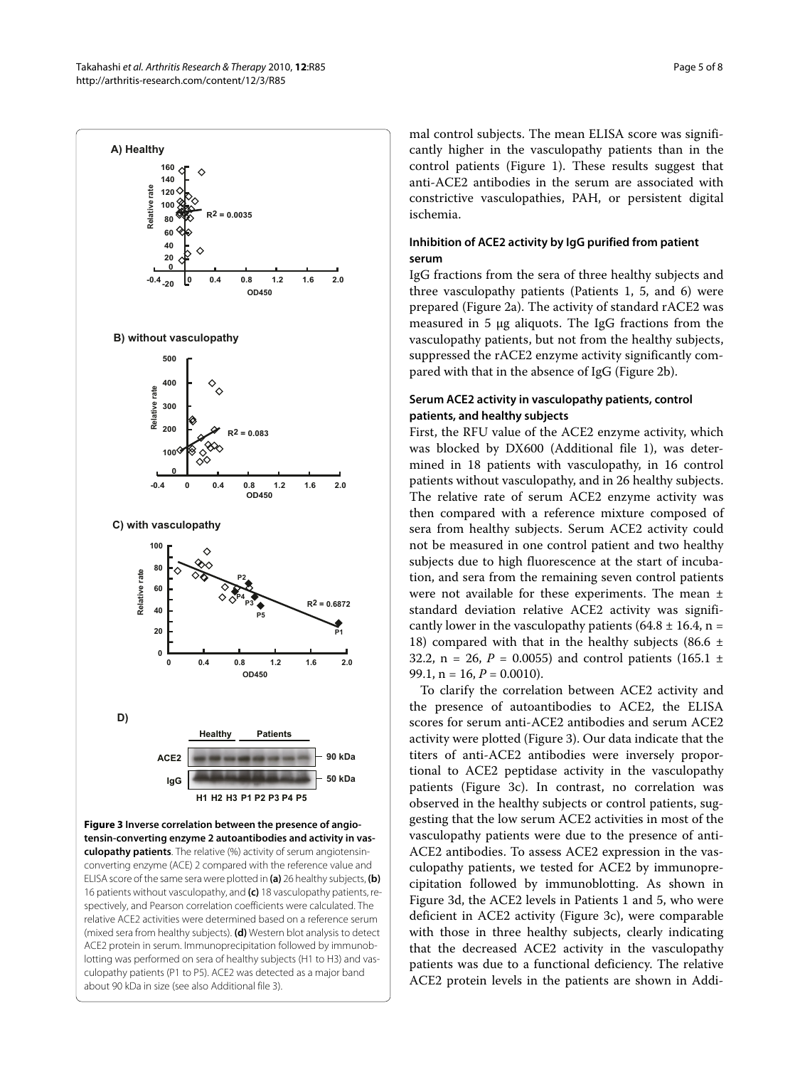**Figure 3 Inverse correlation between the presence of angiotensin-converting enzyme 2 autoantibodies and activity in vasculopathy patients**. The relative (%) activity of serum angiotensin-converting enzyme (ACE) 2 compared with the reference value and ELISA score of the same sera were plotted in **(a)** 26 healthy subjects, **(b)** 16 patients without vasculopathy, and **(c)** 18 vasculopathy patients, respectively, and Pearson correlation coefficients were calculated. The relative ACE2 activities were determined based on a reference serum (mixed sera from healthy subjects). **(d)** Western blot analysis to detect ACE2 protein in serum. Immunoprecipitation followed by immunoblotting was performed on sera of healthy subjects (H1 to H3) and vasculopathy patients (P1 to P5). ACE2 was detected as a major band about 90 kDa in size (see also Additional file 3).

mal control subjects. The mean ELISA score was significantly higher in the vasculopathy patients than in the control patients (Figure 1). These results suggest that anti-ACE2 antibodies in the serum are associated with constrictive vasculopathies, PAH, or persistent digital ischemia.

### Inhibition of ACE2 activity by IgG purified from patient serum

IgG fractions from the sera of three healthy subjects and three vasculopathy patients (Patients 1, 5, and 6) were prepared (Figure 2a). The activity of standard rACE2 was measured in 5 μg aliquots. The IgG fractions from the vasculopathy patients, but not from the healthy subjects, suppressed the rACE2 enzyme activity significantly compared with that in the absence of IgG (Figure 2b).

### Serum ACE2 activity in vasculopathy patients, control patients, and healthy subjects

First, the RFU value of the ACE2 enzyme activity, which was blocked by DX600 (Additional file 1), was determined in 18 patients with vasculopathy, in 16 control patients without vasculopathy, and in 26 healthy subjects. The relative rate of serum ACE2 enzyme activity was then compared with a reference mixture composed of sera from healthy subjects. Serum ACE2 activity could not be measured in one control patient and two healthy subjects due to high fluorescence at the start of incubation, and sera from the remaining seven control patients were not available for these experiments. The mean ± standard deviation relative ACE2 activity was significantly lower in the vasculopathy patients (64.8 ± 16.4, n = 18) compared with that in the healthy subjects (86.6 ± 32.2, n = 26, $P$ = 0.0055) and control patients (165.1 ± 99.1, n = 16, $P$ = 0.0010).

To clarify the correlation between ACE2 activity and the presence of autoantibodies to ACE2, the ELISA scores for serum anti-ACE2 antibodies and serum ACE2 activity were plotted (Figure 3). Our data indicate that the titers of anti-ACE2 antibodies were inversely proportional to ACE2 peptidase activity in the vasculopathy patients (Figure 3c). In contrast, no correlation was observed in the healthy subjects or control patients, suggesting that the low serum ACE2 activities in most of the vasculopathy patients were due to the presence of anti-ACE2 antibodies. To assess ACE2 expression in the vasculopathy patients, we tested for ACE2 by immunoprecipitation followed by immunoblotting. As shown in Figure 3d, the ACE2 levels in Patients 1 and 5, who were deficient in ACE2 activity (Figure 3c), were comparable with those in three healthy subjects, clearly indicating that the decreased ACE2 activity in the vasculopathy patients was due to a functional deficiency. The relative ACE2 protein levels in the patients are shown in Addi-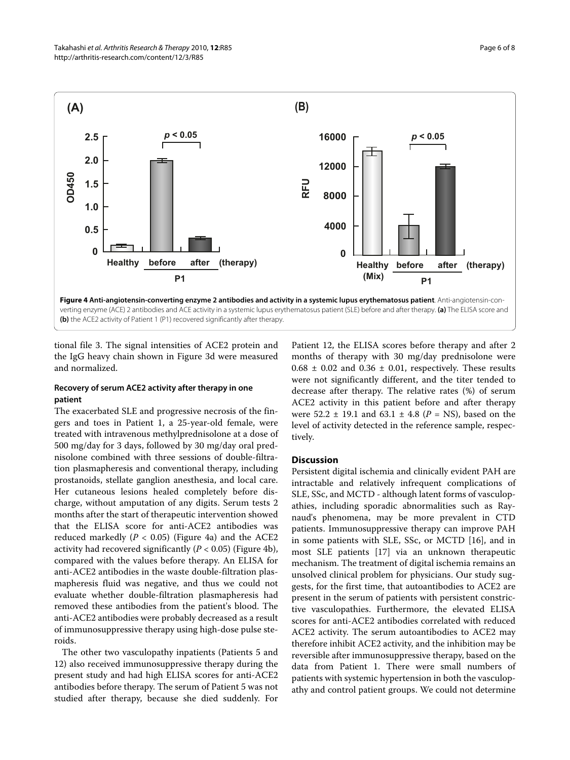**Figure 4 Anti-angiotensin-converting enzyme 2 antibodies and activity in a systemic lupus erythematosus patient**. Anti-angiotensin-converting enzyme (ACE) 2 antibodies and ACE activity in a systemic lupus erythematosus patient (SLE) before and after therapy. **(a)** The ELISA score and **(b)** the ACE2 activity of Patient 1 (P1) recovered significantly after therapy.

tional file 3. The signal intensities of ACE2 protein and the IgG heavy chain shown in Figure 3d were measured and normalized.

### Recovery of serum ACE2 activity after therapy in one patient

The exacerbated SLE and progressive necrosis of the fingers and toes in Patient 1, a 25-year-old female, were treated with intravenous methylprednisolone at a dose of 500 mg/day for 3 days, followed by 30 mg/day oral prednisolone combined with three sessions of double-filtration plasmapheresis and conventional therapy, including prostanoids, stellate ganglion anesthesia, and local care. Her cutaneous lesions healed completely before discharge, without amputation of any digits. Serum tests 2 months after the start of therapeutic intervention showed that the ELISA score for anti-ACE2 antibodies was reduced markedly ($P < 0.05$) (Figure 4a) and the ACE2 activity had recovered significantly ($P < 0.05$) (Figure 4b), compared with the values before therapy. An ELISA for anti-ACE2 antibodies in the waste double-filtration plasmapheresis fluid was negative, and thus we could not evaluate whether double-filtration plasmapheresis had removed these antibodies from the patient's blood. The anti-ACE2 antibodies were probably decreased as a result of immunosuppressive therapy using high-dose pulse steroids.

The other two vasculopathy inpatients (Patients 5 and 12) also received immunosuppressive therapy during the present study and had high ELISA scores for anti-ACE2 antibodies before therapy. The serum of Patient 5 was not studied after therapy, because she died suddenly. For Patient 12, the ELISA scores before therapy and after 2 months of therapy with 30 mg/day prednisolone were $0.68 \pm 0.02$ and $0.36 \pm 0.01$, respectively. These results were not significantly different, and the titer tended to decrease after therapy. The relative rates (%) of serum ACE2 activity in this patient before and after therapy were $52.2 \pm 19.1$ and $63.1 \pm 4.8$ ($P$ = NS), based on the level of activity detected in the reference sample, respectively.

## Discussion

Persistent digital ischemia and clinically evident PAH are intractable and relatively infrequent complications of SLE, SSc, and MCTD - although latent forms of vasculopathies, including sporadic abnormalities such as Raynaud's phenomena, may be more prevalent in CTD patients. Immunosuppressive therapy can improve PAH in some patients with SLE, SSc, or MCTD [16], and in most SLE patients [17] via an unknown therapeutic mechanism. The treatment of digital ischemia remains an unsolved clinical problem for physicians. Our study suggests, for the first time, that autoantibodies to ACE2 are present in the serum of patients with persistent constrictive vasculopathies. Furthermore, the elevated ELISA scores for anti-ACE2 antibodies correlated with reduced ACE2 activity. The serum autoantibodies to ACE2 may therefore inhibit ACE2 activity, and the inhibition may be reversible after immunosuppressive therapy, based on the data from Patient 1. There were small numbers of patients with systemic hypertension in both the vasculopathy and control patient groups. We could not determine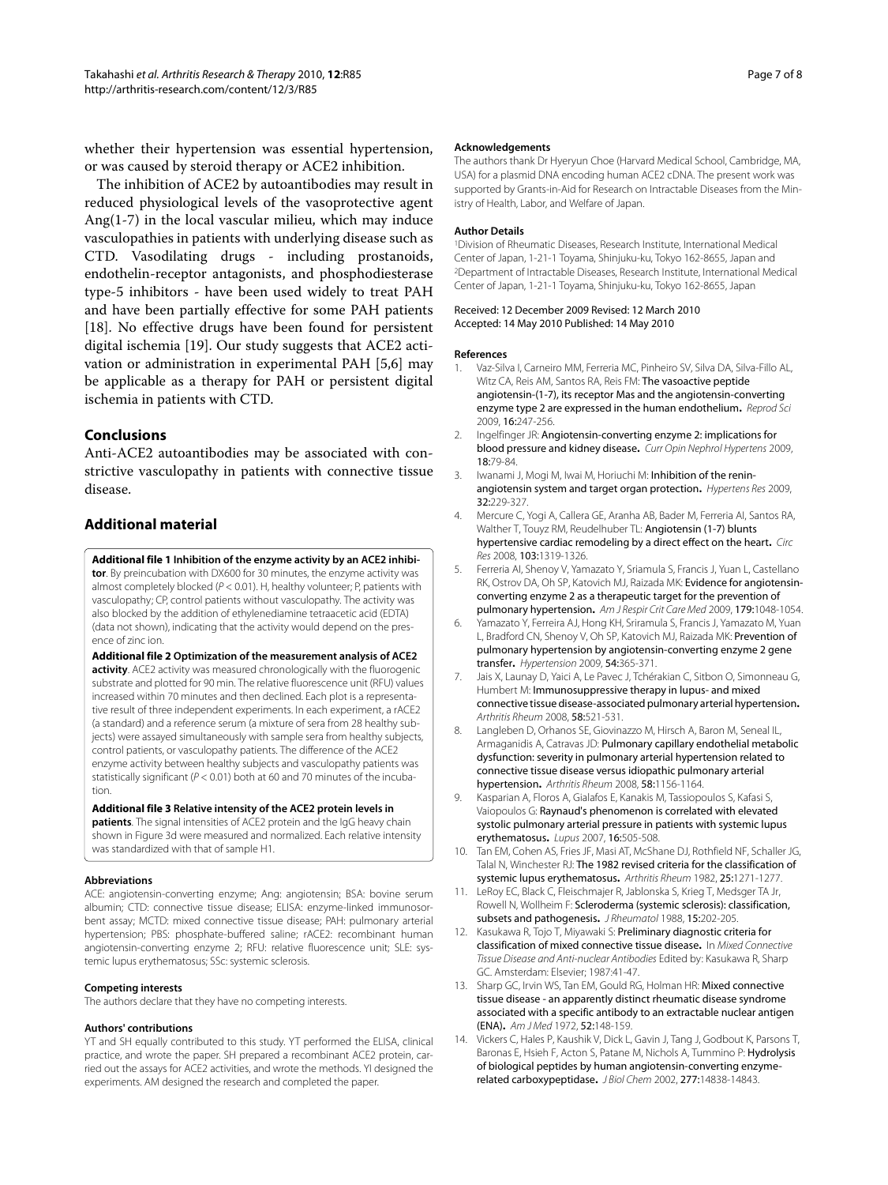whether their hypertension was essential hypertension, or was caused by steroid therapy or ACE2 inhibition.

The inhibition of ACE2 by autoantibodies may result in reduced physiological levels of the vasoprotective agent Ang(1-7) in the local vascular milieu, which may induce vasculopathies in patients with underlying disease such as CTD. Vasodilating drugs - including prostanoids, endothelin-receptor antagonists, and phosphodiesterase type-5 inhibitors - have been used widely to treat PAH and have been partially effective for some PAH patients [18]. No effective drugs have been found for persistent digital ischemia [19]. Our study suggests that ACE2 activation or administration in experimental PAH [5,6] may be applicable as a therapy for PAH or persistent digital ischemia in patients with CTD.

## Conclusions

Anti-ACE2 autoantibodies may be associated with constrictive vasculopathy in patients with connective tissue disease.

## Additional material

**Additional file 1 Inhibition of the enzyme activity by an ACE2 inhibitor**. By preincubation with DX600 for 30 minutes, the enzyme activity was almost completely blocked ($P < 0.01$). H, healthy volunteer; P, patients with vasculopathy; CP, control patients without vasculopathy. The activity was also blocked by the addition of ethylenediamine tetraacetic acid (EDTA) (data not shown), indicating that the activity would depend on the presence of zinc ion.

**Additional file 2 Optimization of the measurement analysis of ACE2 activity**. ACE2 activity was measured chronologically with the fluorogenic substrate and plotted for 90 min. The relative fluorescence unit (RFU) values increased within 70 minutes and then declined. Each plot is a representative result of three independent experiments. In each experiment, a rACE2 (a standard) and a reference serum (a mixture of sera from 28 healthy subjects) were assayed simultaneously with sample sera from healthy subjects, control patients, or vasculopathy patients. The difference of the ACE2 enzyme activity between healthy subjects and vasculopathy patients was statistically significant ($P < 0.01$) both at 60 and 70 minutes of the incubation.

**Additional file 3 Relative intensity of the ACE2 protein levels in patients**. The signal intensities of ACE2 protein and the IgG heavy chain shown in Figure 3d were measured and normalized. Each relative intensity was standardized with that of sample H1.

#### Abbreviations

ACE: angiotensin-converting enzyme; Ang: angiotensin; BSA: bovine serum albumin; CTD: connective tissue disease; ELISA: enzyme-linked immunosorbent assay; MCTD: mixed connective tissue disease; PAH: pulmonary arterial hypertension; PBS: phosphate-buffered saline; rACE2: recombinant human angiotensin-converting enzyme 2; RFU: relative fluorescence unit; SLE: systemic lupus erythematosus; SSc: systemic sclerosis.

#### Competing interests

The authors declare that they have no competing interests.

#### Authors' contributions

YT and SH equally contributed to this study. YT performed the ELISA, clinical practice, and wrote the paper. SH prepared a recombinant ACE2 protein, carried out the assays for ACE2 activities, and wrote the methods. YI designed the experiments. AM designed the research and completed the paper.

#### Acknowledgements

The authors thank Dr Hyeryun Choe (Harvard Medical School, Cambridge, MA, USA) for a plasmid DNA encoding human ACE2 cDNA. The present work was supported by Grants-in-Aid for Research on Intractable Diseases from the Ministry of Health, Labor, and Welfare of Japan.

#### Author Details

[1]Division of Rheumatic Diseases, Research Institute, International Medical Center of Japan, 1-21-1 Toyama, Shinjuku-ku, Tokyo 162-8655, Japan and [2]Department of Intractable Diseases, Research Institute, International Medical Center of Japan, 1-21-1 Toyama, Shinjuku-ku, Tokyo 162-8655, Japan

Received: 12 December 2009 Revised: 12 March 2010
Accepted: 14 May 2010 Published: 14 May 2010

#### References

1. Vaz-Silva I, Carneiro MM, Ferreria MC, Pinheiro SV, Silva DA, Silva-Fillo AL, Witz CA, Reis AM, Santos RA, Reis FM: **The vasoactive peptide angiotensin-(1-7), its receptor Mas and the angiotensin-converting enzyme type 2 are expressed in the human endothelium.** *Reprod Sci* 2009, **16**:247-256.
2. Ingelfinger JR: **Angiotensin-converting enzyme 2: implications for blood pressure and kidney disease.** *Curr Opin Nephrol Hypertens* 2009, **18**:79-84.
3. Iwanami J, Mogi M, Iwai M, Horiuchi M: **Inhibition of the renin-angiotensin system and target organ protection.** *Hypertens Res* 2009, **32**:229-327.
4. Mercure C, Yogi A, Callera GE, Aranha AB, Bader M, Ferreria AI, Santos RA, Walther T, Touyz RM, Reudelhuber TL: **Angiotensin (1-7) blunts hypertensive cardiac remodeling by a direct effect on the heart.** *Circ Res* 2008, **103**:1319-1326.
5. Ferreria AI, Shenoy V, Yamazato Y, Sriamula S, Francis J, Yuan L, Castellano RK, Ostrov DA, Oh SP, Katovich MJ, Raizada MK: **Evidence for angiotensin-converting enzyme 2 as a therapeutic target for the prevention of pulmonary hypertension.** *Am J Respir Crit Care Med* 2009, **179**:1048-1054.
6. Yamazato Y, Ferreira AJ, Hong KH, Sriramula S, Francis J, Yamazato M, Yuan L, Bradford CN, Shenoy V, Oh SP, Katovich MJ, Raizada MK: **Prevention of pulmonary hypertension by angiotensin-converting enzyme 2 gene transfer.** *Hypertension* 2009, **54**:365-371.
7. Jais X, Launay D, Yaici A, Le Pavec J, Tchérakian C, Sitbon O, Simonneau G, Humbert M: **Immunosuppressive therapy in lupus- and mixed connective tissue disease-associated pulmonary arterial hypertension.** *Arthritis Rheum* 2008, **58**:521-531.
8. Langleben D, Orhanos SE, Giovinazzo M, Hirsch A, Baron M, Seneal IL, Armaganidis A, Catravas JD: **Pulmonary capillary endothelial metabolic dysfunction: severity in pulmonary arterial hypertension related to connective tissue disease versus idiopathic pulmonary arterial hypertension.** *Arthritis Rheum* 2008, **58**:1156-1164.
9. Kasparian A, Floros A, Gialafos E, Kanakis M, Tassiopoulos S, Kafasi S, Vaiopoulos G: **Raynaud's phenomenon is correlated with elevated systolic pulmonary arterial pressure in patients with systemic lupus erythematosus.** *Lupus* 2007, **16**:505-508.
10. Tan EM, Cohen AS, Fries JF, Masi AT, McShane DJ, Rothfield NF, Schaller JG, Talal N, Winchester RJ: **The 1982 revised criteria for the classification of systemic lupus erythematosus.** *Arthritis Rheum* 1982, **25**:1271-1277.
11. LeRoy EC, Black C, Fleischmajer R, Jablonska S, Krieg T, Medsger TA Jr, Rowell N, Wollheim F: **Scleroderma (systemic sclerosis): classification, subsets and pathogenesis.** *J Rheumatol* 1988, **15**:202-205.
12. Kasukawa R, Tojo T, Miyawaki S: **Preliminary diagnostic criteria for classification of mixed connective tissue disease.** In *Mixed Connective Tissue Disease and Anti-nuclear Antibodies* Edited by: Kasukawa R, Sharp GC. Amsterdam: Elsevier; 1987:41-47.
13. Sharp GC, Irvin WS, Tan EM, Gould RG, Holman HR: **Mixed connective tissue disease - an apparently distinct rheumatic disease syndrome associated with a specific antibody to an extractable nuclear antigen (ENA).** *Am J Med* 1972, **52**:148-159.
14. Vickers C, Hales P, Kaushik V, Dick L, Gavin J, Tang J, Godbout K, Parsons T, Baronas E, Hsieh F, Acton S, Patane M, Nichols A, Tummino P: **Hydrolysis of biological peptides by human angiotensin-converting enzyme-related carboxypeptidase.** *J Biol Chem* 2002, **277**:14838-14843.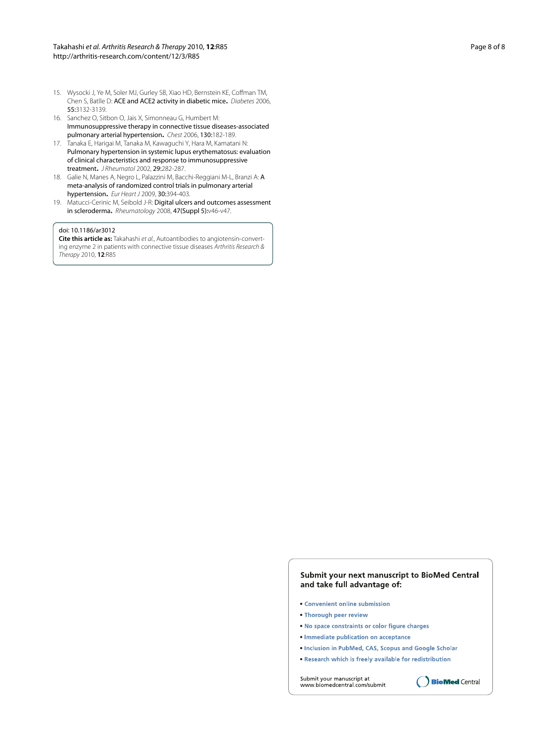15. Wysocki J, Ye M, Soler MJ, Gurley SB, Xiao HD, Bernstein KE, Coffman TM, Chen S, Batlle D: **ACE and ACE2 activity in diabetic mice.** *Diabetes* 2006, **55**:3132-3139.
16. Sanchez O, Sitbon O, Jais X, Simonneau G, Humbert M: **Immunosuppressive therapy in connective tissue diseases-associated pulmonary arterial hypertension.** *Chest* 2006, **130**:182-189.
17. Tanaka E, Harigai M, Tanaka M, Kawaguchi Y, Hara M, Kamatani N: **Pulmonary hypertension in systemic lupus erythematosus: evaluation of clinical characteristics and response to immunosuppressive treatment.** *J Rheumatol* 2002, **29**:282-287.
18. Galie N, Manes A, Negro L, Palazzini M, Bacchi-Reggiani M-L, Branzi A: **A meta-analysis of randomized control trials in pulmonary arterial hypertension.** *Eur Heart J* 2009, **30**:394-403.
19. Matucci-Cerinic M, Seibold J-R: **Digital ulcers and outcomes assessment in scleroderma.** *Rheumatology* 2008, **47(Suppl 5)**:v46-v47.

doi: 10.1186/ar3012

**Cite this article as:** Takahashi *et al.*, Autoantibodies to angiotensin-converting enzyme 2 in patients with connective tissue diseases *Arthritis Research & Therapy* 2010, **12**:R85

**Submit your next manuscript to BioMed Central and take full advantage of:**

- Convenient online submission
- Thorough peer review
- No space constraints or color figure charges
- Immediate publication on acceptance
- Inclusion in PubMed, CAS, Scopus and Google Scholar
- Research which is freely available for redistribution

Submit your manuscript at www.biomedcentral.com/submit

BioMed Central